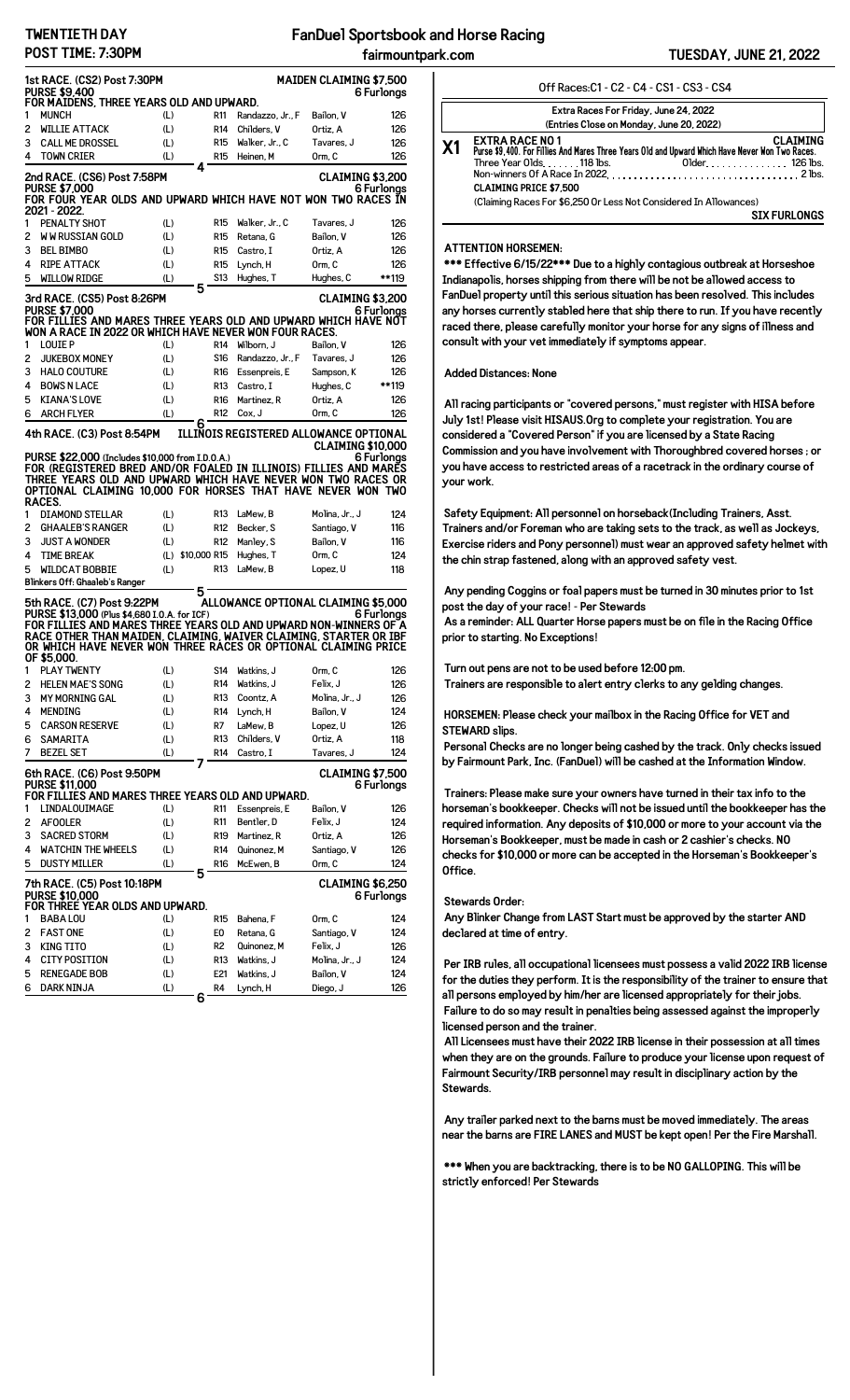# TWENTIETH DAY

**POST TIME: 7:30PM**

## FanDuel Sportsbook and Horse Racing

fairmountpark.com

**TUESDAY, JUNE 21, 2022**

### 1st RACE. (CS2) Post 7:30PM — MAIDEN CLAIMING $7,500

**PURSE $9,400** — 6 Furlongs

FOR MAIDENS, THREE YEARS OLD AND UPWARD.

| # | Horse | Med | Days | Trainer | Jockey | Wt |
|---|---|---|---|---|---|---|
| 1 | MUNCH | (L) | R11 | Randazzo, Jr., F | Bailon, V | 126 |
| 2 | WILLIE ATTACK | (L) | R14 | Childers, V | Ortiz, A | 126 |
| 3 | CALL ME DROSSEL | (L) | R15 | Walker, Jr., C | Tavares, J | 126 |
| 4 | TOWN CRIER | (L) | R15 | Heinen, M | Orm, C | 126 |

4

### 2nd RACE. (CS6) Post 7:58PM — CLAIMING $3,200

**PURSE $7,000** — 6 Furlongs

FOR FOUR YEAR OLDS AND UPWARD WHICH HAVE NOT WON TWO RACES IN 2021 - 2022.

| # | Horse | Med | Days | Trainer | Jockey | Wt |
|---|---|---|---|---|---|---|
| 1 | PENALTY SHOT | (L) | R15 | Walker, Jr., C | Tavares, J | 126 |
| 2 | W W RUSSIAN GOLD | (L) | R15 | Retana, G | Bailon, V | 126 |
| 3 | BEL BIMBO | (L) | R15 | Castro, I | Ortiz, A | 126 |
| 4 | RIPE ATTACK | (L) | R15 | Lynch, H | Orm, C | 126 |
| 5 | WILLOW RIDGE | (L) | S13 | Hughes, T | Hughes, C | **119 |

5

### 3rd RACE. (CS5) Post 8:26PM — CLAIMING $3,200

**PURSE $7,000** — 6 Furlongs

FOR FILLIES AND MARES THREE YEARS OLD AND UPWARD WHICH HAVE NOT WON A RACE IN 2022 OR WHICH HAVE NEVER WON FOUR RACES.

| # | Horse | Med | Days | Trainer | Jockey | Wt |
|---|---|---|---|---|---|---|
| 1 | LOUIE P | (L) | R14 | Wilborn, J | Bailon, V | 126 |
| 2 | JUKEBOX MONEY | (L) | S16 | Randazzo, Jr., F | Tavares, J | 126 |
| 3 | HALO COUTURE | (L) | R16 | Essenpreis, E | Sampson, K | 126 |
| 4 | BOWS N LACE | (L) | R13 | Castro, I | Hughes, C | **119 |
| 5 | KIANA'S LOVE | (L) | R16 | Martinez, R | Ortiz, A | 126 |
| 6 | ARCH FLYER | (L) | R12 | Cox, J | Orm, C | 126 |

6

### 4th RACE. (C3) Post 8:54PM — ILLINOIS REGISTERED ALLOWANCE OPTIONAL CLAIMING $10,000

**PURSE $22,000** (Includes $10,000 from I.D.O.A.) — 6 Furlongs

FOR (REGISTERED BRED AND/OR FOALED IN ILLINOIS) FILLIES AND MARES THREE YEARS OLD AND UPWARD WHICH HAVE NEVER WON TWO RACES OR OPTIONAL CLAIMING 10,000 FOR HORSES THAT HAVE NEVER WON TWO RACES.

| # | Horse | Med | Claim | Days | Trainer | Jockey | Wt |
|---|---|---|---|---|---|---|---|
| 1 | DIAMOND STELLAR | (L) | | R13 | LaMew, B | Molina, Jr., J | 124 |
| 2 | GHAALEB'S RANGER | (L) | | R12 | Becker, S | Santiago, V | 116 |
| 3 | JUST A WONDER | (L) | | R12 | Manley, S | Bailon, V | 116 |
| 4 | TIME BREAK | (L) | $10,000 | R15 | Hughes, T | Orm, C | 124 |
| 5 | WILDCAT BOBBIE | (L) | | R13 | LaMew, B | Lopez, U | 118 |

Blinkers Off: Ghaaleb's Ranger

5

### 5th RACE. (C7) Post 9:22PM — ALLOWANCE OPTIONAL CLAIMING $5,000

**PURSE $13,000** (Plus $4,680 I.O.A. for ICF) — 6 Furlongs

FOR FILLIES AND MARES THREE YEARS OLD AND UPWARD NON-WINNERS OF A RACE OTHER THAN MAIDEN, CLAIMING, WAIVER CLAIMING, STARTER OR IBF OR WHICH HAVE NEVER WON THREE RACES OR OPTIONAL CLAIMING PRICE OF $5,000.

| # | Horse | Med | Days | Trainer | Jockey | Wt |
|---|---|---|---|---|---|---|
| 1 | PLAY TWENTY | (L) | S14 | Watkins, J | Orm, C | 126 |
| 2 | HELEN MAE'S SONG | (L) | R14 | Watkins, J | Felix, J | 126 |
| 3 | MY MORNING GAL | (L) | R13 | Coontz, A | Molina, Jr., J | 126 |
| 4 | MENDING | (L) | R14 | Lynch, H | Bailon, V | 124 |
| 5 | CARSON RESERVE | (L) | R7 | LaMew, B | Lopez, U | 126 |
| 6 | SAMARITA | (L) | R13 | Childers, V | Ortiz, A | 118 |
| 7 | BEZEL SET | (L) | R14 | Castro, I | Tavares, J | 124 |

7

### 6th RACE. (C6) Post 9:50PM — CLAIMING $7,500

**PURSE $11,000** — 6 Furlongs

FOR FILLIES AND MARES THREE YEARS OLD AND UPWARD.

| # | Horse | Med | Days | Trainer | Jockey | Wt |
|---|---|---|---|---|---|---|
| 1 | LINDALOUIMAGE | (L) | R11 | Essenpreis, E | Bailon, V | 126 |
| 2 | AFOOLER | (L) | R11 | Bentler, D | Felix, J | 124 |
| 3 | SACRED STORM | (L) | R19 | Martinez, R | Ortiz, A | 126 |
| 4 | WATCHIN THE WHEELS | (L) | R14 | Quinonez, M | Santiago, V | 126 |
| 5 | DUSTY MILLER | (L) | R16 | McEwen, B | Orm, C | 124 |

5

### 7th RACE. (C5) Post 10:18PM — CLAIMING $6,250

**PURSE $10,000** — 6 Furlongs

FOR THREE YEAR OLDS AND UPWARD.

| # | Horse | Med | Days | Trainer | Jockey | Wt |
|---|---|---|---|---|---|---|
| 1 | BABA LOU | (L) | R15 | Bahena, F | Orm, C | 124 |
| 2 | FAST ONE | (L) | E0 | Retana, G | Santiago, V | 124 |
| 3 | KING TITO | (L) | R2 | Quinonez, M | Felix, J | 126 |
| 4 | CITY POSITION | (L) | R13 | Watkins, J | Molina, Jr., J | 124 |
| 5 | RENEGADE BOB | (L) | E21 | Watkins, J | Bailon, V | 124 |
| 6 | DARK NINJA | (L) | R4 | Lynch, H | Diego, J | 126 |

6

---

Off Races:C1 - C2 - C4 - CS1 - CS3 - CS4

**Extra Races For Friday, June 24, 2022**

**(Entries Close on Monday, June 20, 2022)**

**X1 EXTRA RACE NO 1** — **CLAIMING**

Purse $9,400. For Fillies And Mares Three Years Old and Upward Which Have Never Won Two Races.
Three Year Olds. . . . . . 118 lbs. Older. . . . . . 126 lbs.
Non-winners Of A Race In 2022. . . . . . 2 lbs.
**CLAIMING PRICE $7,500**
(Claiming Races For $6,250 Or Less Not Considered In Allowances)

**SIX FURLONGS**

**ATTENTION HORSEMEN:**

**\*\*\* Effective 6/15/22\*\*\* Due to a highly contagious outbreak at Horseshoe Indianapolis, horses shipping from there will be not be allowed access to FanDuel property until this serious situation has been resolved. This includes any horses currently stabled here that ship there to run. If you have recently raced there, please carefully monitor your horse for any signs of illness and consult with your vet immediately if symptoms appear.**

**Added Distances: None**

All racing participants or "covered persons," must register with HISA before July 1st! Please visit HISAUS.Org to complete your registration. You are considered a "Covered Person" if you are licensed by a State Racing Commission and you have involvement with Thoroughbred covered horses ; or you have access to restricted areas of a racetrack in the ordinary course of your work.

Safety Equipment: All personnel on horseback(Including Trainers, Asst. Trainers and/or Foreman who are taking sets to the track, as well as Jockeys, Exercise riders and Pony personnel) must wear an approved safety helmet with the chin strap fastened, along with an approved safety vest.

Any pending Coggins or foal papers must be turned in 30 minutes prior to 1st post the day of your race! - Per Stewards

As a reminder: ALL Quarter Horse papers must be on file in the Racing Office prior to starting. No Exceptions!

Turn out pens are not to be used before 12:00 pm.
Trainers are responsible to alert entry clerks to any gelding changes.

HORSEMEN: Please check your mailbox in the Racing Office for VET and STEWARD slips.

Personal Checks are no longer being cashed by the track. Only checks issued by Fairmount Park, Inc. (FanDuel) will be cashed at the Information Window.

Trainers: Please make sure your owners have turned in their tax info to the horseman's bookkeeper. Checks will not be issued until the bookkeeper has the required information. Any deposits of $10,000 or more to your account via the Horseman's Bookkeeper, must be made in cash or 2 cashier's checks. NO checks for $10,000 or more can be accepted in the Horseman's Bookkeeper's Office.

Stewards Order:
Any Blinker Change from LAST Start must be approved by the starter AND declared at time of entry.

Per IRB rules, all occupational licensees must possess a valid 2022 IRB license for the duties they perform. It is the responsibility of the trainer to ensure that all persons employed by him/her are licensed appropriately for their jobs.
Failure to do so may result in penalties being assessed against the improperly licensed person and the trainer.
All Licensees must have their 2022 IRB license in their possession at all times when they are on the grounds. Failure to produce your license upon request of Fairmount Security/IRB personnel may result in disciplinary action by the Stewards.

Any trailer parked next to the barns must be moved immediately. The areas near the barns are FIRE LANES and MUST be kept open! Per the Fire Marshall.

**\*\*\* When you are backtracking, there is to be NO GALLOPING. This will be strictly enforced! Per Stewards**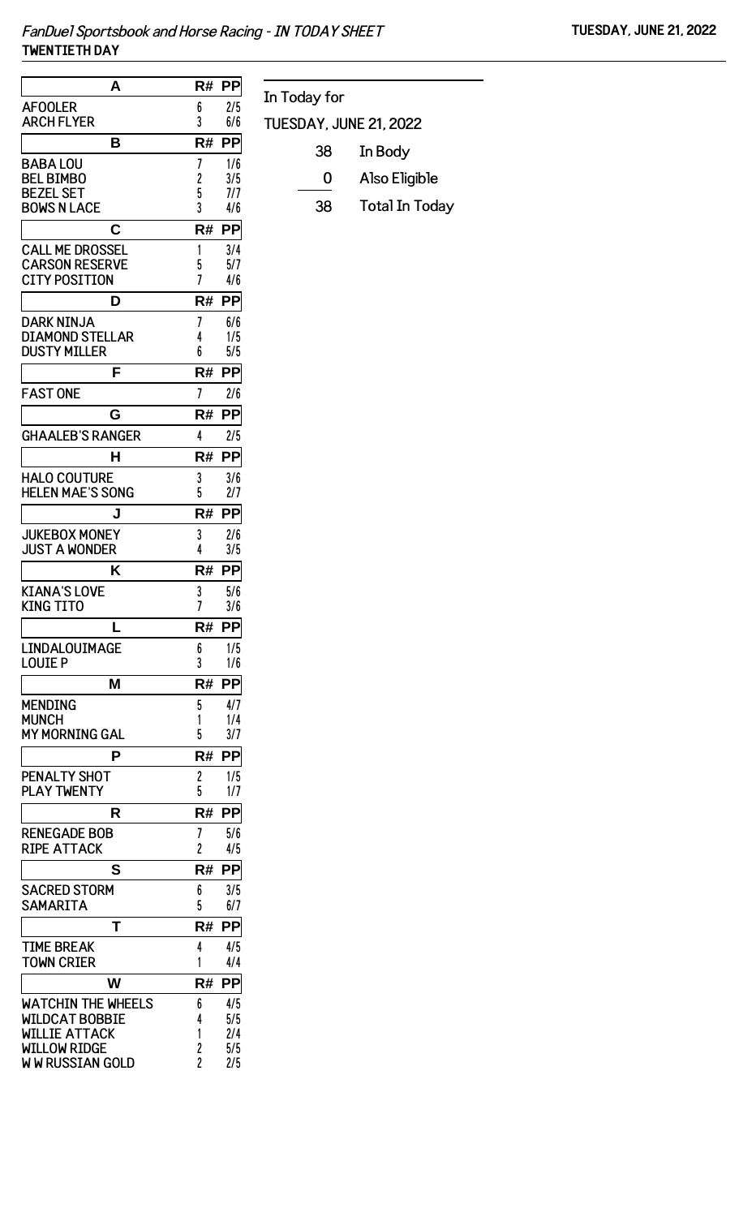*FanDuel Sportsbook and Horse Racing - IN TODAY SHEET*

**TUESDAY, JUNE 21, 2022**

**TWENTIETH DAY**

| A | R# | PP |
|---|---|---|
| AFOOLER | 6 | 2/5 |
| ARCH FLYER | 3 | 6/6 |
| **B** | **R#** | **PP** |
| BABA LOU | 7 | 1/6 |
| BEL BIMBO | 2 | 3/5 |
| BEZEL SET | 5 | 7/7 |
| BOWS N LACE | 3 | 4/6 |
| **C** | **R#** | **PP** |
| CALL ME DROSSEL | 1 | 3/4 |
| CARSON RESERVE | 5 | 5/7 |
| CITY POSITION | 7 | 4/6 |
| **D** | **R#** | **PP** |
| DARK NINJA | 7 | 6/6 |
| DIAMOND STELLAR | 4 | 1/5 |
| DUSTY MILLER | 6 | 5/5 |
| **F** | **R#** | **PP** |
| FAST ONE | 7 | 2/6 |
| **G** | **R#** | **PP** |
| GHAALEB'S RANGER | 4 | 2/5 |
| **H** | **R#** | **PP** |
| HALO COUTURE | 3 | 3/6 |
| HELEN MAE'S SONG | 5 | 2/7 |
| **J** | **R#** | **PP** |
| JUKEBOX MONEY | 3 | 2/6 |
| JUST A WONDER | 4 | 3/5 |
| **K** | **R#** | **PP** |
| KIANA'S LOVE | 3 | 5/6 |
| KING TITO | 7 | 3/6 |
| **L** | **R#** | **PP** |
| LINDALOUIMAGE | 6 | 1/5 |
| LOUIE P | 3 | 1/6 |
| **M** | **R#** | **PP** |
| MENDING | 5 | 4/7 |
| MUNCH | 1 | 1/4 |
| MY MORNING GAL | 5 | 3/7 |
| **P** | **R#** | **PP** |
| PENALTY SHOT | 2 | 1/5 |
| PLAY TWENTY | 5 | 1/7 |
| **R** | **R#** | **PP** |
| RENEGADE BOB | 7 | 5/6 |
| RIPE ATTACK | 2 | 4/5 |
| **S** | **R#** | **PP** |
| SACRED STORM | 6 | 3/5 |
| SAMARITA | 5 | 6/7 |
| **T** | **R#** | **PP** |
| TIME BREAK | 4 | 4/5 |
| TOWN CRIER | 1 | 4/4 |
| **W** | **R#** | **PP** |
| WATCHIN THE WHEELS | 6 | 4/5 |
| WILDCAT BOBBIE | 4 | 5/5 |
| WILLIE ATTACK | 1 | 2/4 |
| WILLOW RIDGE | 2 | 5/5 |
| W W RUSSIAN GOLD | 2 | 2/5 |

In Today for

TUESDAY, JUNE 21, 2022

| | |
|---|---|
| 38 | In Body |
| 0 | Also Eligible |
| 38 | Total In Today |